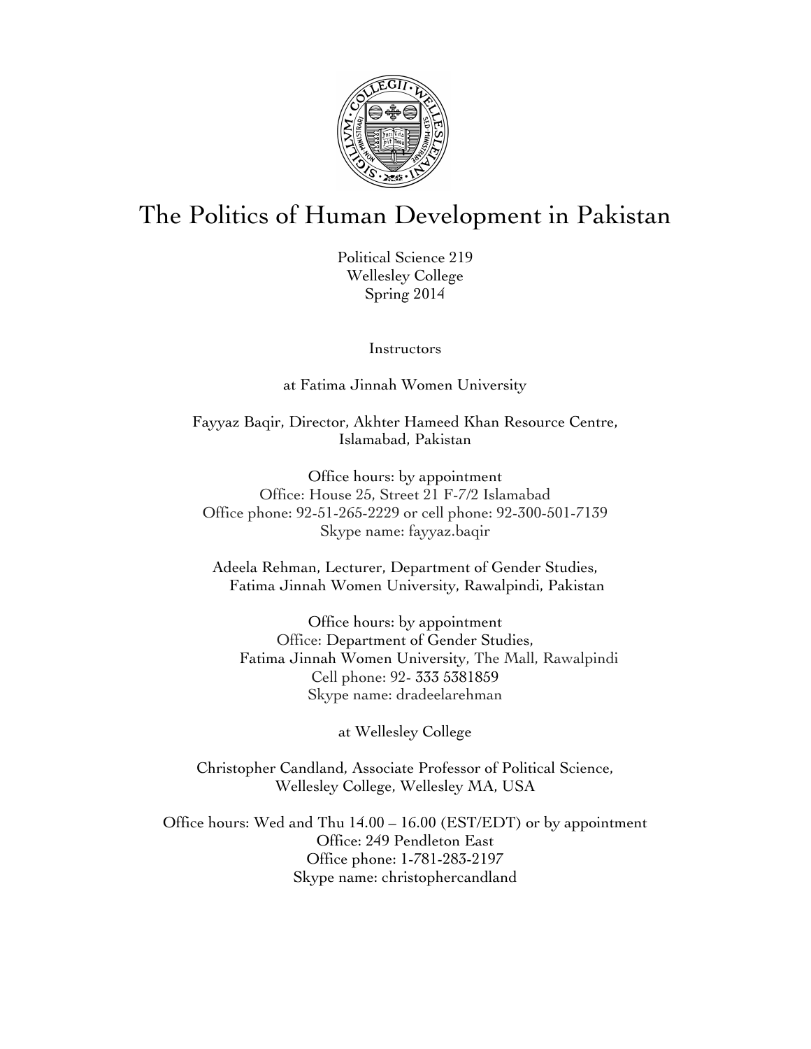# The Politics of Human Development in Pakistan

Political Science 219
Wellesley College
Spring 2014

Instructors

at Fatima Jinnah Women University

Fayyaz Baqir, Director, Akhter Hameed Khan Resource Centre,
Islamabad, Pakistan

Office hours: by appointment
Office: House 25, Street 21 F-7/2 Islamabad
Office phone: 92-51-265-2229 or cell phone: 92-300-501-7139
Skype name: fayyaz.baqir

Adeela Rehman, Lecturer, Department of Gender Studies,
Fatima Jinnah Women University, Rawalpindi, Pakistan

Office hours: by appointment
Office: Department of Gender Studies,
Fatima Jinnah Women University, The Mall, Rawalpindi
Cell phone: 92- 333 5381859
Skype name: dradeelarehman

at Wellesley College

Christopher Candland, Associate Professor of Political Science,
Wellesley College, Wellesley MA, USA

Office hours: Wed and Thu 14.00 – 16.00 (EST/EDT) or by appointment
Office: 249 Pendleton East
Office phone: 1-781-283-2197
Skype name: christophercandland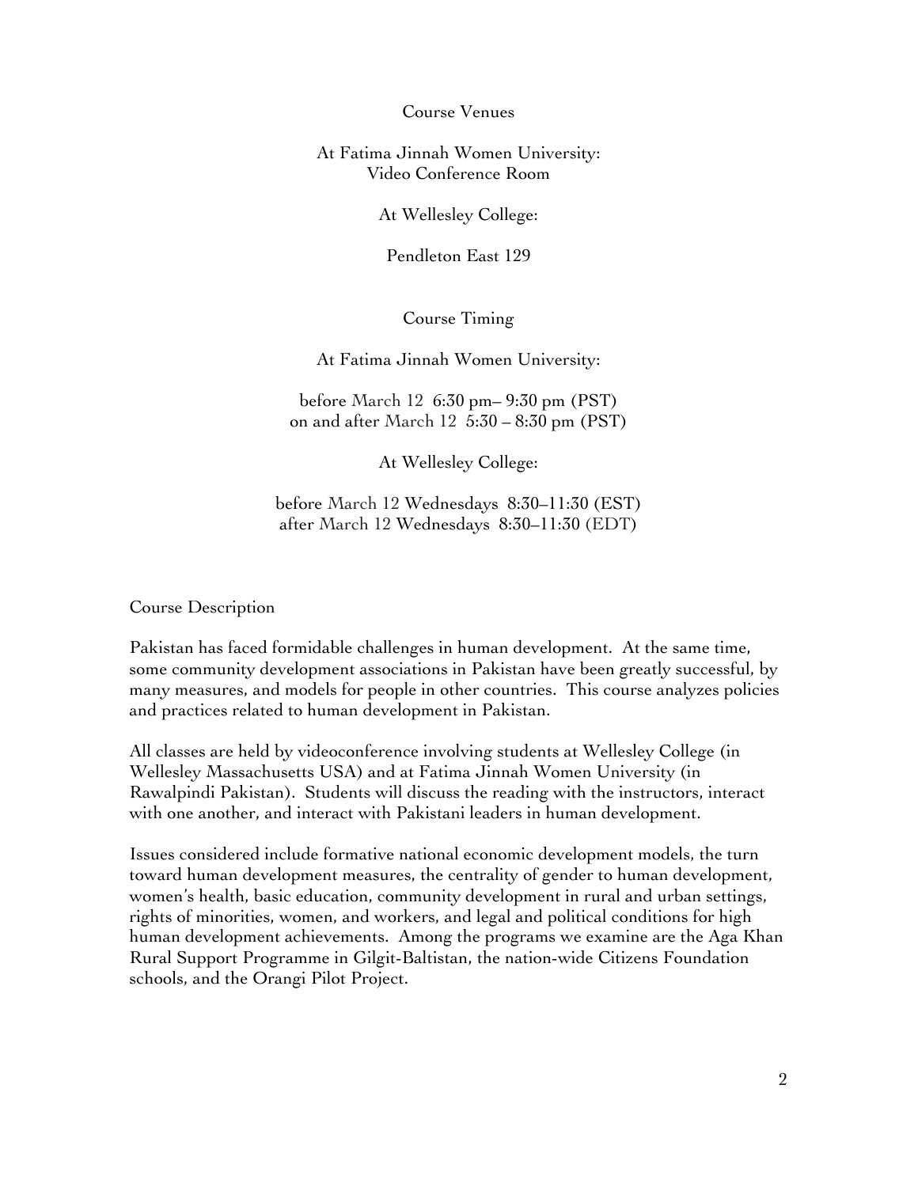## Course Venues

At Fatima Jinnah Women University:
Video Conference Room

At Wellesley College:

Pendleton East 129

## Course Timing

At Fatima Jinnah Women University:

before March 12 6:30 pm– 9:30 pm (PST)
on and after March 12 5:30 – 8:30 pm (PST)

At Wellesley College:

before March 12 Wednesdays 8:30–11:30 (EST)
after March 12 Wednesdays 8:30–11:30 (EDT)

## Course Description

Pakistan has faced formidable challenges in human development. At the same time, some community development associations in Pakistan have been greatly successful, by many measures, and models for people in other countries. This course analyzes policies and practices related to human development in Pakistan.

All classes are held by videoconference involving students at Wellesley College (in Wellesley Massachusetts USA) and at Fatima Jinnah Women University (in Rawalpindi Pakistan). Students will discuss the reading with the instructors, interact with one another, and interact with Pakistani leaders in human development.

Issues considered include formative national economic development models, the turn toward human development measures, the centrality of gender to human development, women's health, basic education, community development in rural and urban settings, rights of minorities, women, and workers, and legal and political conditions for high human development achievements. Among the programs we examine are the Aga Khan Rural Support Programme in Gilgit-Baltistan, the nation-wide Citizens Foundation schools, and the Orangi Pilot Project.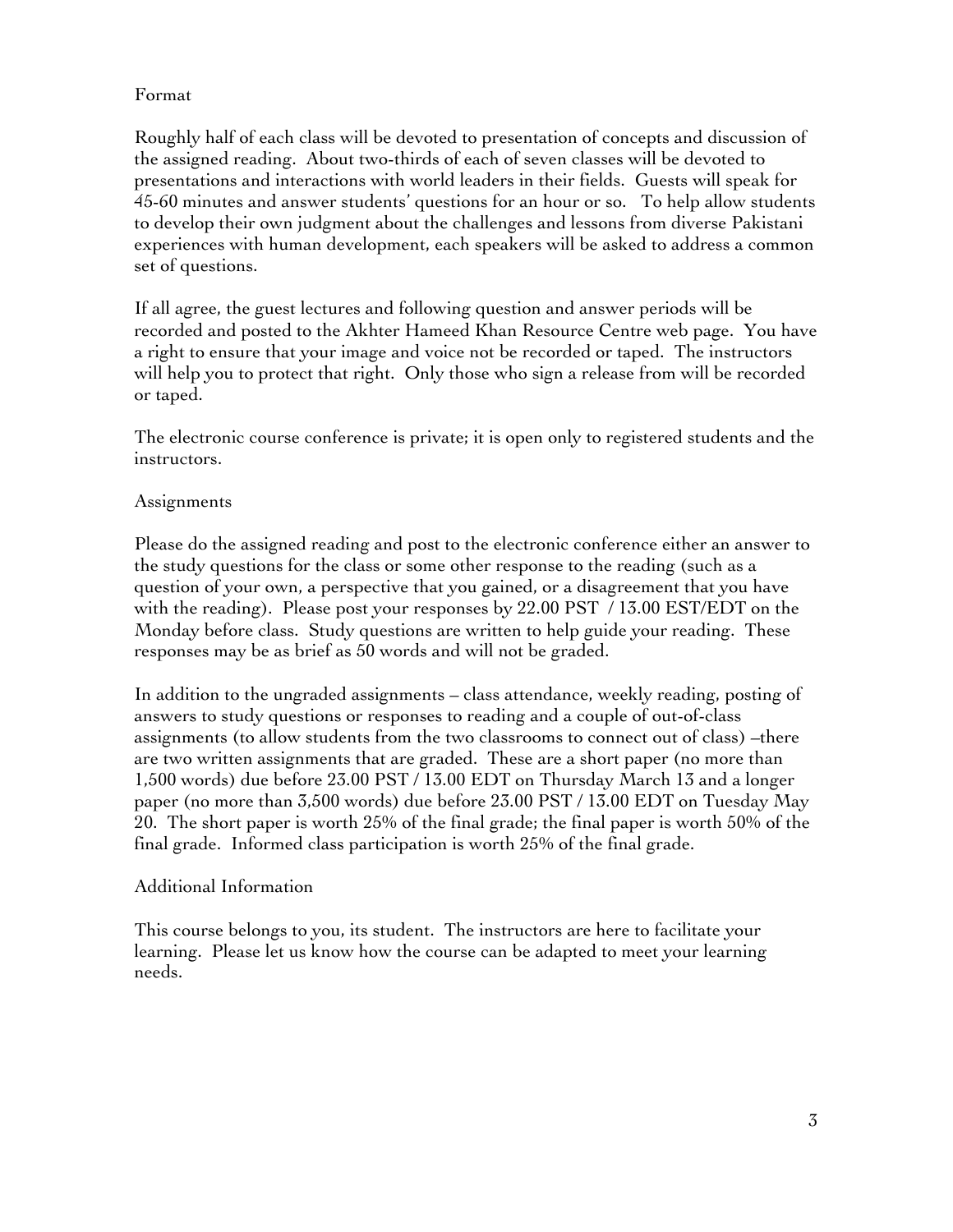## Format

Roughly half of each class will be devoted to presentation of concepts and discussion of the assigned reading. About two-thirds of each of seven classes will be devoted to presentations and interactions with world leaders in their fields. Guests will speak for 45-60 minutes and answer students' questions for an hour or so. To help allow students to develop their own judgment about the challenges and lessons from diverse Pakistani experiences with human development, each speakers will be asked to address a common set of questions.

If all agree, the guest lectures and following question and answer periods will be recorded and posted to the Akhter Hameed Khan Resource Centre web page. You have a right to ensure that your image and voice not be recorded or taped. The instructors will help you to protect that right. Only those who sign a release from will be recorded or taped.

The electronic course conference is private; it is open only to registered students and the instructors.

## Assignments

Please do the assigned reading and post to the electronic conference either an answer to the study questions for the class or some other response to the reading (such as a question of your own, a perspective that you gained, or a disagreement that you have with the reading). Please post your responses by 22.00 PST / 13.00 EST/EDT on the Monday before class. Study questions are written to help guide your reading. These responses may be as brief as 50 words and will not be graded.

In addition to the ungraded assignments – class attendance, weekly reading, posting of answers to study questions or responses to reading and a couple of out-of-class assignments (to allow students from the two classrooms to connect out of class) –there are two written assignments that are graded. These are a short paper (no more than 1,500 words) due before 23.00 PST / 13.00 EDT on Thursday March 13 and a longer paper (no more than 3,500 words) due before 23.00 PST / 13.00 EDT on Tuesday May 20. The short paper is worth 25% of the final grade; the final paper is worth 50% of the final grade. Informed class participation is worth 25% of the final grade.

## Additional Information

This course belongs to you, its student. The instructors are here to facilitate your learning. Please let us know how the course can be adapted to meet your learning needs.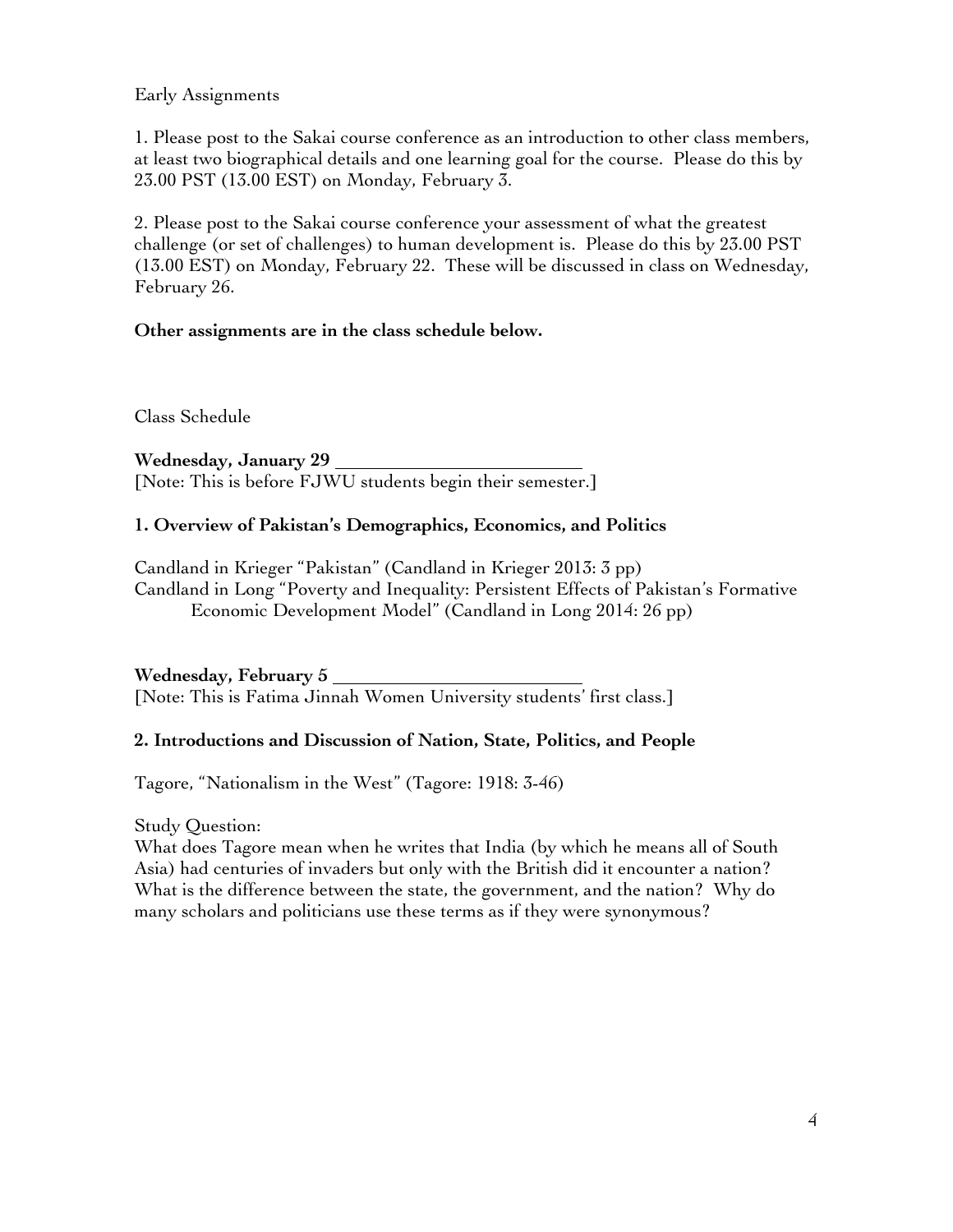Early Assignments

1. Please post to the Sakai course conference as an introduction to other class members, at least two biographical details and one learning goal for the course. Please do this by 23.00 PST (13.00 EST) on Monday, February 3.

2. Please post to the Sakai course conference your assessment of what the greatest challenge (or set of challenges) to human development is. Please do this by 23.00 PST (13.00 EST) on Monday, February 22. These will be discussed in class on Wednesday, February 26.

**Other assignments are in the class schedule below.**

Class Schedule

**Wednesday, January 29** ______________________

[Note: This is before FJWU students begin their semester.]

**1. Overview of Pakistan's Demographics, Economics, and Politics**

Candland in Krieger "Pakistan" (Candland in Krieger 2013: 3 pp)
Candland in Long "Poverty and Inequality: Persistent Effects of Pakistan's Formative Economic Development Model" (Candland in Long 2014: 26 pp)

**Wednesday, February 5** ______________________

[Note: This is Fatima Jinnah Women University students' first class.]

**2. Introductions and Discussion of Nation, State, Politics, and People**

Tagore, "Nationalism in the West" (Tagore: 1918: 3-46)

Study Question:
What does Tagore mean when he writes that India (by which he means all of South Asia) had centuries of invaders but only with the British did it encounter a nation? What is the difference between the state, the government, and the nation? Why do many scholars and politicians use these terms as if they were synonymous?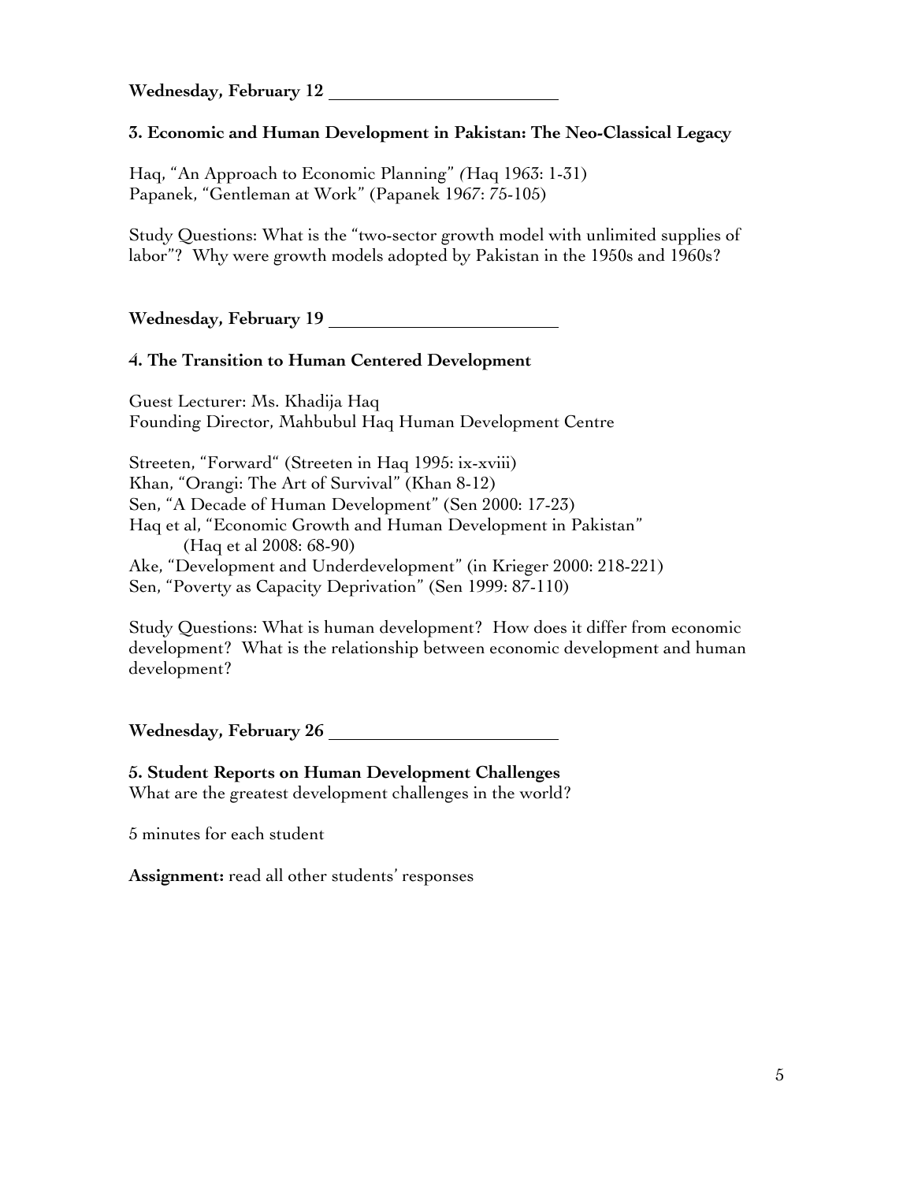**Wednesday, February 12**

**3. Economic and Human Development in Pakistan: The Neo-Classical Legacy**

Haq, "An Approach to Economic Planning" (Haq 1963: 1-31)
Papanek, "Gentleman at Work" (Papanek 1967: 75-105)

Study Questions: What is the "two-sector growth model with unlimited supplies of labor"? Why were growth models adopted by Pakistan in the 1950s and 1960s?

**Wednesday, February 19**

**4. The Transition to Human Centered Development**

Guest Lecturer: Ms. Khadija Haq
Founding Director, Mahbubul Haq Human Development Centre

Streeten, "Forward" (Streeten in Haq 1995: ix-xviii)
Khan, "Orangi: The Art of Survival" (Khan 8-12)
Sen, "A Decade of Human Development" (Sen 2000: 17-23)
Haq et al, "Economic Growth and Human Development in Pakistan" (Haq et al 2008: 68-90)
Ake, "Development and Underdevelopment" (in Krieger 2000: 218-221)
Sen, "Poverty as Capacity Deprivation" (Sen 1999: 87-110)

Study Questions: What is human development? How does it differ from economic development? What is the relationship between economic development and human development?

**Wednesday, February 26**

**5. Student Reports on Human Development Challenges**
What are the greatest development challenges in the world?

5 minutes for each student

**Assignment:** read all other students' responses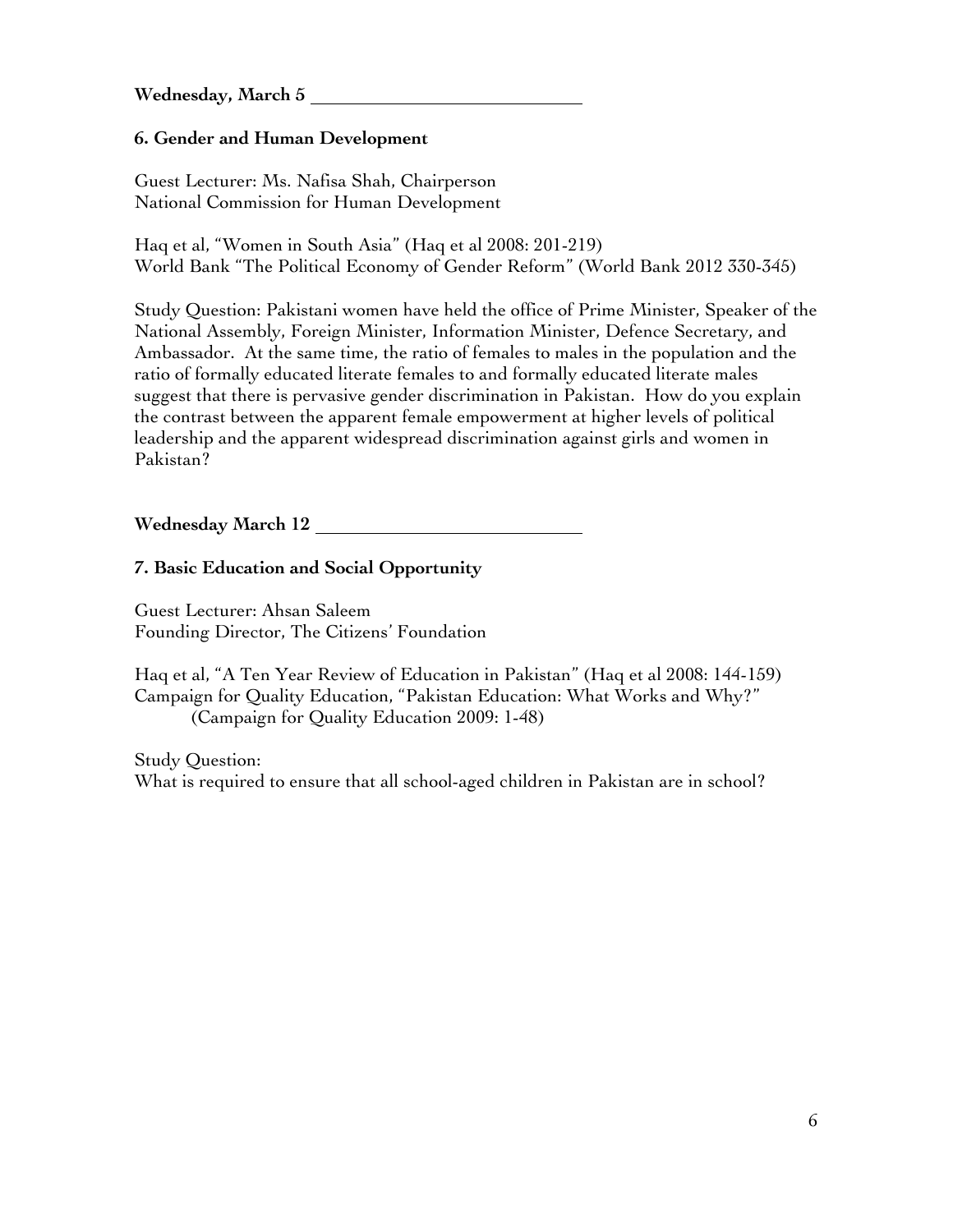**Wednesday, March 5**

### 6. Gender and Human Development

Guest Lecturer: Ms. Nafisa Shah, Chairperson
National Commission for Human Development

Haq et al, "Women in South Asia" (Haq et al 2008: 201-219)
World Bank "The Political Economy of Gender Reform" (World Bank 2012 330-345)

Study Question: Pakistani women have held the office of Prime Minister, Speaker of the National Assembly, Foreign Minister, Information Minister, Defence Secretary, and Ambassador. At the same time, the ratio of females to males in the population and the ratio of formally educated literate females to and formally educated literate males suggest that there is pervasive gender discrimination in Pakistan. How do you explain the contrast between the apparent female empowerment at higher levels of political leadership and the apparent widespread discrimination against girls and women in Pakistan?

**Wednesday March 12**

### 7. Basic Education and Social Opportunity

Guest Lecturer: Ahsan Saleem
Founding Director, The Citizens' Foundation

Haq et al, "A Ten Year Review of Education in Pakistan" (Haq et al 2008: 144-159)
Campaign for Quality Education, "Pakistan Education: What Works and Why?" (Campaign for Quality Education 2009: 1-48)

Study Question:
What is required to ensure that all school-aged children in Pakistan are in school?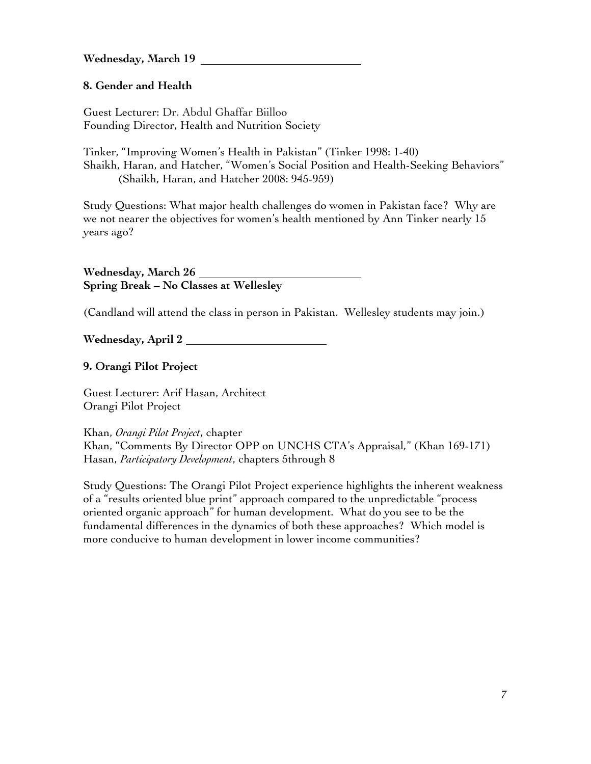**Wednesday, March 19**

**8. Gender and Health**

Guest Lecturer: Dr. Abdul Ghaffar Biilloo
Founding Director, Health and Nutrition Society

Tinker, "Improving Women's Health in Pakistan" (Tinker 1998: 1-40)
Shaikh, Haran, and Hatcher, "Women's Social Position and Health-Seeking Behaviors" (Shaikh, Haran, and Hatcher 2008: 945-959)

Study Questions: What major health challenges do women in Pakistan face? Why are we not nearer the objectives for women's health mentioned by Ann Tinker nearly 15 years ago?

**Wednesday, March 26**
**Spring Break – No Classes at Wellesley**

(Candland will attend the class in person in Pakistan. Wellesley students may join.)

**Wednesday, April 2**

**9. Orangi Pilot Project**

Guest Lecturer: Arif Hasan, Architect
Orangi Pilot Project

Khan, *Orangi Pilot Project*, chapter
Khan, "Comments By Director OPP on UNCHS CTA's Appraisal," (Khan 169-171)
Hasan, *Participatory Development*, chapters 5through 8

Study Questions: The Orangi Pilot Project experience highlights the inherent weakness of a "results oriented blue print" approach compared to the unpredictable "process oriented organic approach" for human development. What do you see to be the fundamental differences in the dynamics of both these approaches? Which model is more conducive to human development in lower income communities?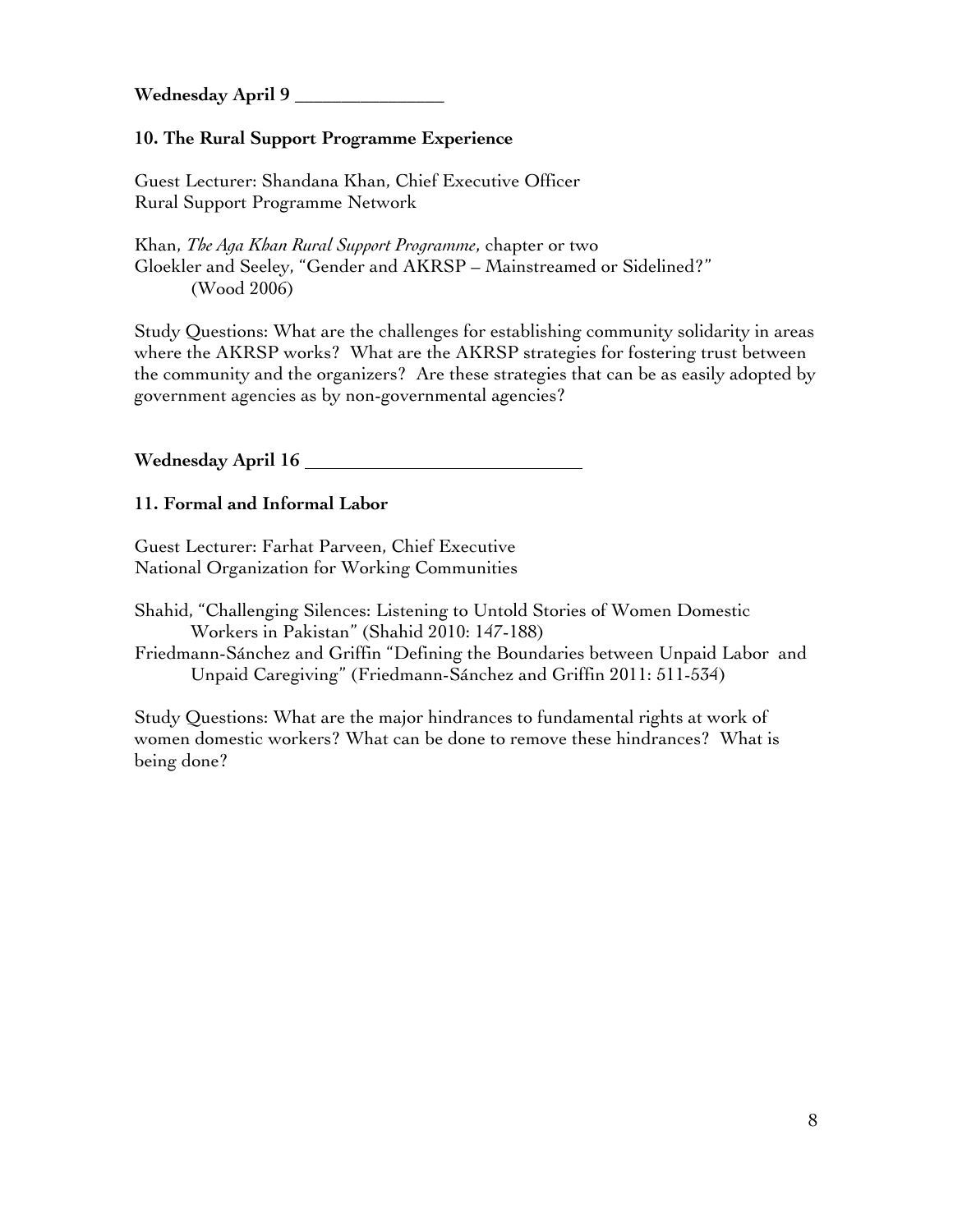**Wednesday April 9 ________________**

**10. The Rural Support Programme Experience**

Guest Lecturer: Shandana Khan, Chief Executive Officer
Rural Support Programme Network

Khan, *The Aga Khan Rural Support Programme*, chapter or two
Gloekler and Seeley, "Gender and AKRSP – Mainstreamed or Sidelined?"
(Wood 2006)

Study Questions: What are the challenges for establishing community solidarity in areas where the AKRSP works? What are the AKRSP strategies for fostering trust between the community and the organizers? Are these strategies that can be as easily adopted by government agencies as by non-governmental agencies?

**Wednesday April 16 ______________________________**

**11. Formal and Informal Labor**

Guest Lecturer: Farhat Parveen, Chief Executive
National Organization for Working Communities

Shahid, "Challenging Silences: Listening to Untold Stories of Women Domestic Workers in Pakistan" (Shahid 2010: 147-188)
Friedmann-Sánchez and Griffin "Defining the Boundaries between Unpaid Labor and Unpaid Caregiving" (Friedmann-Sánchez and Griffin 2011: 511-534)

Study Questions: What are the major hindrances to fundamental rights at work of women domestic workers? What can be done to remove these hindrances? What is being done?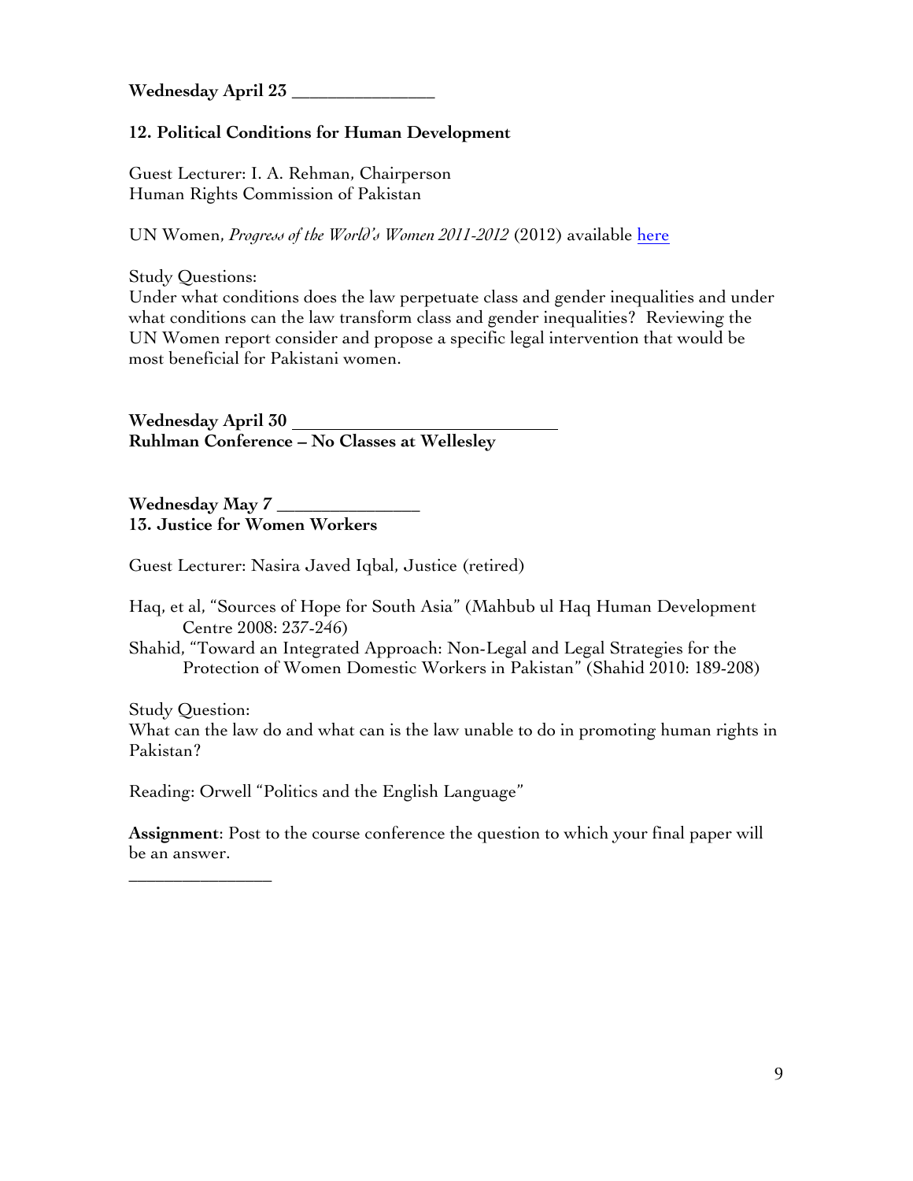**Wednesday April 23 _______________**

**12. Political Conditions for Human Development**

Guest Lecturer: I. A. Rehman, Chairperson
Human Rights Commission of Pakistan

UN Women, *Progress of the World's Women 2011-2012* (2012) available here

Study Questions:
Under what conditions does the law perpetuate class and gender inequalities and under what conditions can the law transform class and gender inequalities? Reviewing the UN Women report consider and propose a specific legal intervention that would be most beneficial for Pakistani women.

**Wednesday April 30 ____________________________**
**Ruhlman Conference – No Classes at Wellesley**

**Wednesday May 7 _______________**
**13. Justice for Women Workers**

Guest Lecturer: Nasira Javed Iqbal, Justice (retired)

Haq, et al, "Sources of Hope for South Asia" (Mahbub ul Haq Human Development Centre 2008: 237-246)
Shahid, "Toward an Integrated Approach: Non-Legal and Legal Strategies for the Protection of Women Domestic Workers in Pakistan" (Shahid 2010: 189-208)

Study Question:
What can the law do and what can is the law unable to do in promoting human rights in Pakistan?

Reading: Orwell "Politics and the English Language"

**Assignment**: Post to the course conference the question to which your final paper will be an answer.

_______________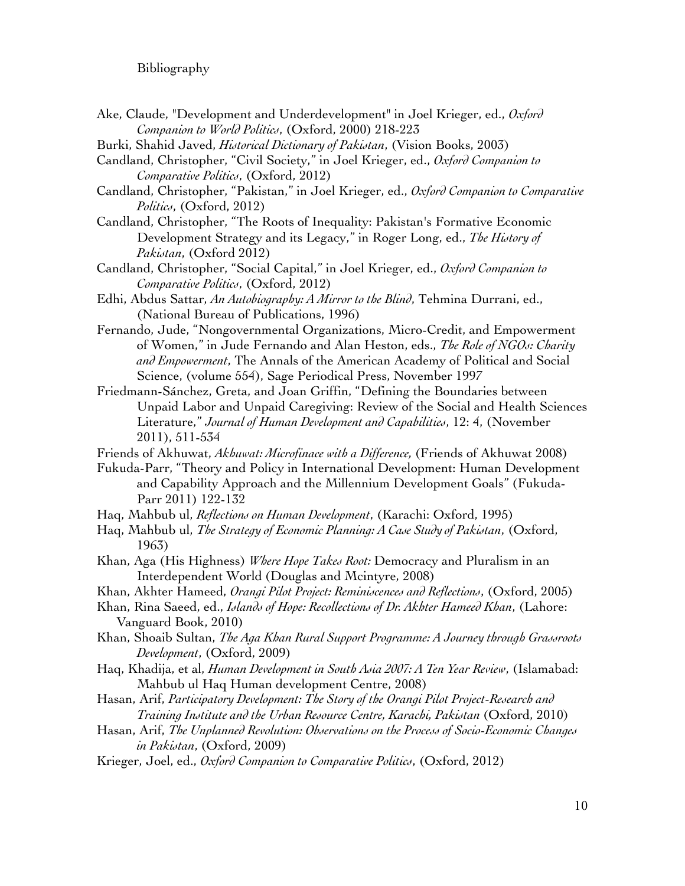Bibliography

Ake, Claude, "Development and Underdevelopment" in Joel Krieger, ed., *Oxford Companion to World Politics*, (Oxford, 2000) 218-223

Burki, Shahid Javed, *Historical Dictionary of Pakistan*, (Vision Books, 2003)

Candland, Christopher, "Civil Society," in Joel Krieger, ed., *Oxford Companion to Comparative Politics*, (Oxford, 2012)

Candland, Christopher, "Pakistan," in Joel Krieger, ed., *Oxford Companion to Comparative Politics*, (Oxford, 2012)

Candland, Christopher, "The Roots of Inequality: Pakistan's Formative Economic Development Strategy and its Legacy," in Roger Long, ed., *The History of Pakistan*, (Oxford 2012)

Candland, Christopher, "Social Capital," in Joel Krieger, ed., *Oxford Companion to Comparative Politics*, (Oxford, 2012)

Edhi, Abdus Sattar, *An Autobiography: A Mirror to the Blind*, Tehmina Durrani, ed., (National Bureau of Publications, 1996)

Fernando, Jude, "Nongovernmental Organizations, Micro-Credit, and Empowerment of Women," in Jude Fernando and Alan Heston, eds., *The Role of NGOs: Charity and Empowerment*, The Annals of the American Academy of Political and Social Science, (volume 554), Sage Periodical Press, November 1997

Friedmann-Sánchez, Greta, and Joan Griffin, "Defining the Boundaries between Unpaid Labor and Unpaid Caregiving: Review of the Social and Health Sciences Literature," *Journal of Human Development and Capabilities*, 12: 4, (November 2011), 511-534

Friends of Akhuwat, *Akhuwat: Microfinace with a Difference,* (Friends of Akhuwat 2008)

Fukuda-Parr, "Theory and Policy in International Development: Human Development and Capability Approach and the Millennium Development Goals" (Fukuda-Parr 2011) 122-132

Haq, Mahbub ul, *Reflections on Human Development*, (Karachi: Oxford, 1995)

Haq, Mahbub ul, *The Strategy of Economic Planning: A Case Study of Pakistan*, (Oxford, 1963)

Khan, Aga (His Highness) *Where Hope Takes Root:* Democracy and Pluralism in an Interdependent World (Douglas and Mcintyre, 2008)

Khan, Akhter Hameed, *Orangi Pilot Project: Reminiscences and Reflections*, (Oxford, 2005)

Khan, Rina Saeed, ed., *Islands of Hope: Recollections of Dr. Akhter Hameed Khan*, (Lahore: Vanguard Book, 2010)

Khan, Shoaib Sultan, *The Aga Khan Rural Support Programme: A Journey through Grassroots Development*, (Oxford, 2009)

Haq, Khadija, et al, *Human Development in South Asia 2007: A Ten Year Review*, (Islamabad: Mahbub ul Haq Human development Centre, 2008)

Hasan, Arif, *Participatory Development: The Story of the Orangi Pilot Project-Research and Training Institute and the Urban Resource Centre, Karachi, Pakistan* (Oxford, 2010)

Hasan, Arif, *The Unplanned Revolution: Observations on the Process of Socio-Economic Changes in Pakistan*, (Oxford, 2009)

Krieger, Joel, ed., *Oxford Companion to Comparative Politics*, (Oxford, 2012)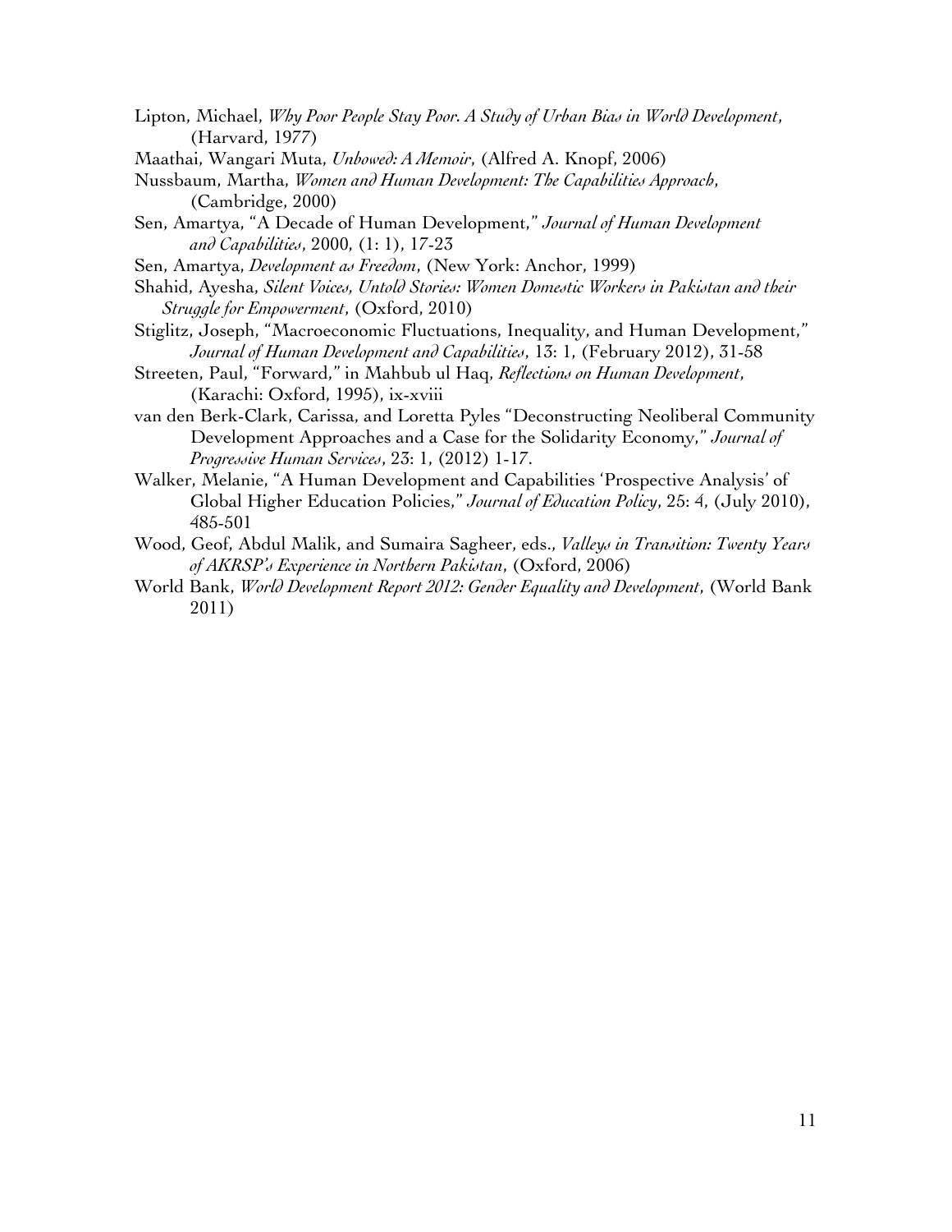Lipton, Michael, *Why Poor People Stay Poor. A Study of Urban Bias in World Development*, (Harvard, 1977)

Maathai, Wangari Muta, *Unbowed: A Memoir*, (Alfred A. Knopf, 2006)

Nussbaum, Martha, *Women and Human Development: The Capabilities Approach*, (Cambridge, 2000)

Sen, Amartya, "A Decade of Human Development," *Journal of Human Development and Capabilities*, 2000, (1: 1), 17-23

Sen, Amartya, *Development as Freedom*, (New York: Anchor, 1999)

Shahid, Ayesha, *Silent Voices, Untold Stories: Women Domestic Workers in Pakistan and their Struggle for Empowerment*, (Oxford, 2010)

Stiglitz, Joseph, "Macroeconomic Fluctuations, Inequality, and Human Development," *Journal of Human Development and Capabilities*, 13: 1, (February 2012), 31-58

Streeten, Paul, "Forward," in Mahbub ul Haq, *Reflections on Human Development*, (Karachi: Oxford, 1995), ix-xviii

van den Berk-Clark, Carissa, and Loretta Pyles "Deconstructing Neoliberal Community Development Approaches and a Case for the Solidarity Economy," *Journal of Progressive Human Services*, 23: 1, (2012) 1-17.

Walker, Melanie, "A Human Development and Capabilities 'Prospective Analysis' of Global Higher Education Policies," *Journal of Education Policy*, 25: 4, (July 2010), 485-501

Wood, Geof, Abdul Malik, and Sumaira Sagheer, eds., *Valleys in Transition: Twenty Years of AKRSP's Experience in Northern Pakistan*, (Oxford, 2006)

World Bank, *World Development Report 2012: Gender Equality and Development*, (World Bank 2011)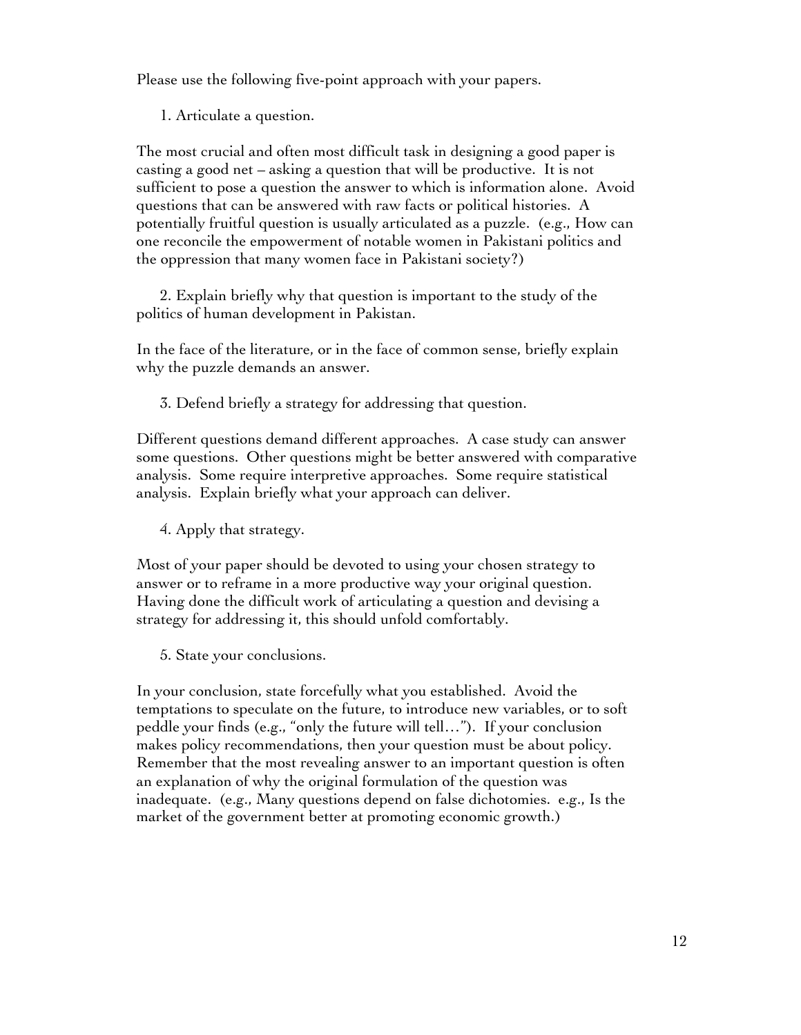Please use the following five-point approach with your papers.

1. Articulate a question.

The most crucial and often most difficult task in designing a good paper is casting a good net – asking a question that will be productive. It is not sufficient to pose a question the answer to which is information alone. Avoid questions that can be answered with raw facts or political histories. A potentially fruitful question is usually articulated as a puzzle. (e.g., How can one reconcile the empowerment of notable women in Pakistani politics and the oppression that many women face in Pakistani society?)

2. Explain briefly why that question is important to the study of the politics of human development in Pakistan.

In the face of the literature, or in the face of common sense, briefly explain why the puzzle demands an answer.

3. Defend briefly a strategy for addressing that question.

Different questions demand different approaches. A case study can answer some questions. Other questions might be better answered with comparative analysis. Some require interpretive approaches. Some require statistical analysis. Explain briefly what your approach can deliver.

4. Apply that strategy.

Most of your paper should be devoted to using your chosen strategy to answer or to reframe in a more productive way your original question. Having done the difficult work of articulating a question and devising a strategy for addressing it, this should unfold comfortably.

5. State your conclusions.

In your conclusion, state forcefully what you established. Avoid the temptations to speculate on the future, to introduce new variables, or to soft peddle your finds (e.g., "only the future will tell…"). If your conclusion makes policy recommendations, then your question must be about policy. Remember that the most revealing answer to an important question is often an explanation of why the original formulation of the question was inadequate. (e.g., Many questions depend on false dichotomies. e.g., Is the market of the government better at promoting economic growth.)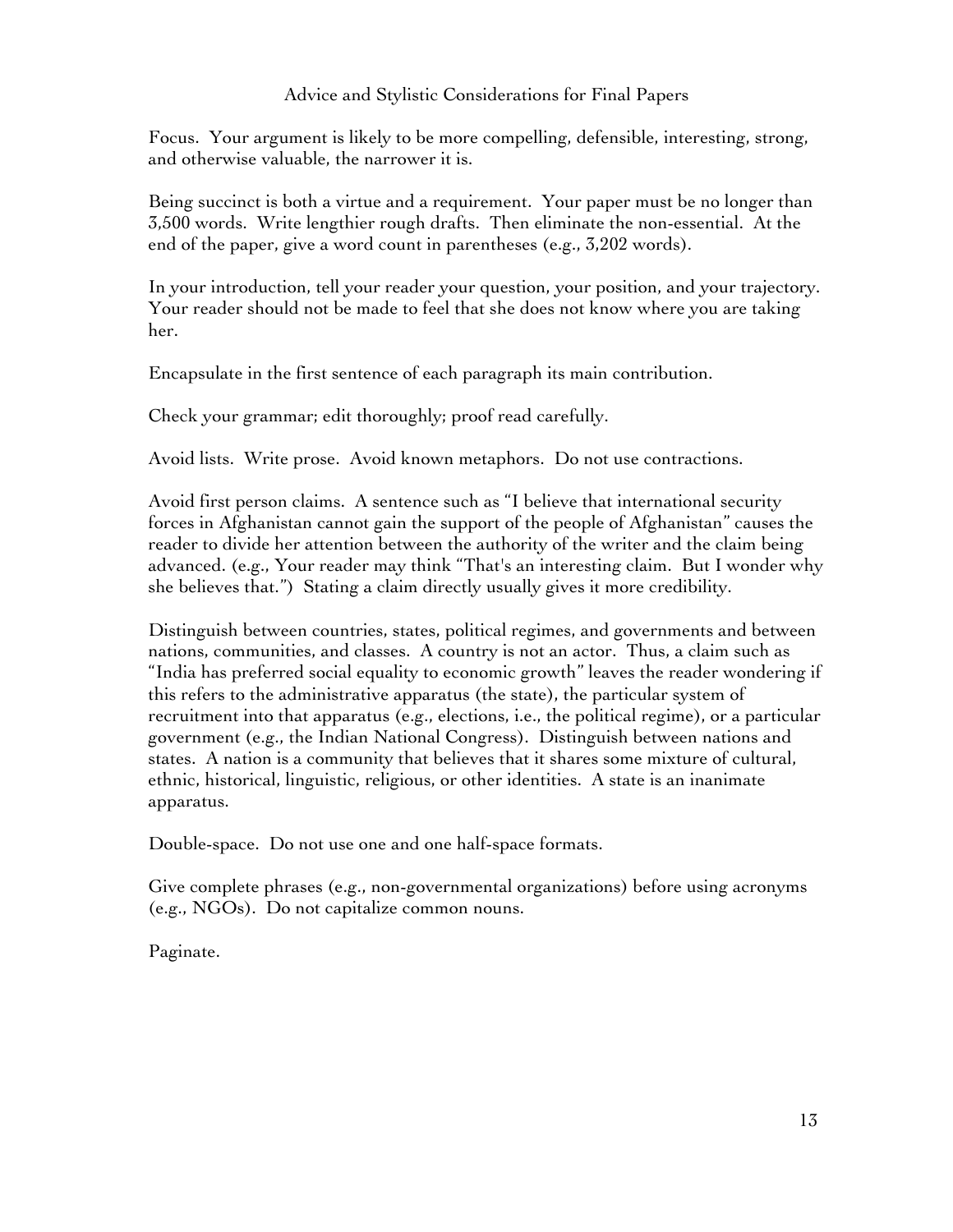## Advice and Stylistic Considerations for Final Papers

Focus. Your argument is likely to be more compelling, defensible, interesting, strong, and otherwise valuable, the narrower it is.

Being succinct is both a virtue and a requirement. Your paper must be no longer than 3,500 words. Write lengthier rough drafts. Then eliminate the non-essential. At the end of the paper, give a word count in parentheses (e.g., 3,202 words).

In your introduction, tell your reader your question, your position, and your trajectory. Your reader should not be made to feel that she does not know where you are taking her.

Encapsulate in the first sentence of each paragraph its main contribution.

Check your grammar; edit thoroughly; proof read carefully.

Avoid lists. Write prose. Avoid known metaphors. Do not use contractions.

Avoid first person claims. A sentence such as "I believe that international security forces in Afghanistan cannot gain the support of the people of Afghanistan" causes the reader to divide her attention between the authority of the writer and the claim being advanced. (e.g., Your reader may think "That's an interesting claim. But I wonder why she believes that.") Stating a claim directly usually gives it more credibility.

Distinguish between countries, states, political regimes, and governments and between nations, communities, and classes. A country is not an actor. Thus, a claim such as "India has preferred social equality to economic growth" leaves the reader wondering if this refers to the administrative apparatus (the state), the particular system of recruitment into that apparatus (e.g., elections, i.e., the political regime), or a particular government (e.g., the Indian National Congress). Distinguish between nations and states. A nation is a community that believes that it shares some mixture of cultural, ethnic, historical, linguistic, religious, or other identities. A state is an inanimate apparatus.

Double-space. Do not use one and one half-space formats.

Give complete phrases (e.g., non-governmental organizations) before using acronyms (e.g., NGOs). Do not capitalize common nouns.

Paginate.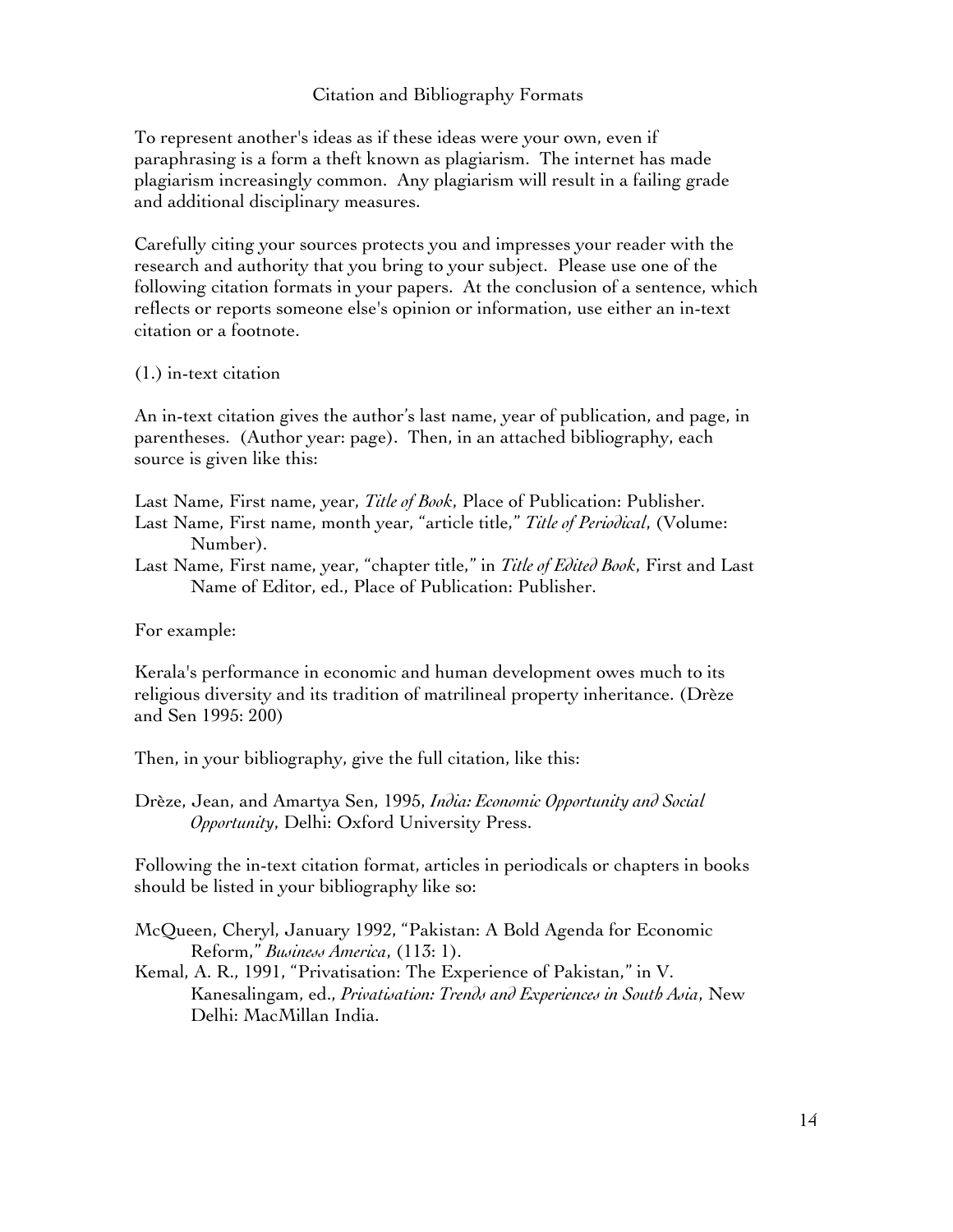## Citation and Bibliography Formats

To represent another's ideas as if these ideas were your own, even if paraphrasing is a form a theft known as plagiarism. The internet has made plagiarism increasingly common. Any plagiarism will result in a failing grade and additional disciplinary measures.

Carefully citing your sources protects you and impresses your reader with the research and authority that you bring to your subject. Please use one of the following citation formats in your papers. At the conclusion of a sentence, which reflects or reports someone else's opinion or information, use either an in-text citation or a footnote.

(1.) in-text citation

An in-text citation gives the author's last name, year of publication, and page, in parentheses. (Author year: page). Then, in an attached bibliography, each source is given like this:

Last Name, First name, year, *Title of Book*, Place of Publication: Publisher.
Last Name, First name, month year, "article title," *Title of Periodical*, (Volume: Number).
Last Name, First name, year, "chapter title," in *Title of Edited Book*, First and Last Name of Editor, ed., Place of Publication: Publisher.

For example:

Kerala's performance in economic and human development owes much to its religious diversity and its tradition of matrilineal property inheritance. (Drèze and Sen 1995: 200)

Then, in your bibliography, give the full citation, like this:

Drèze, Jean, and Amartya Sen, 1995, *India: Economic Opportunity and Social Opportunity*, Delhi: Oxford University Press.

Following the in-text citation format, articles in periodicals or chapters in books should be listed in your bibliography like so:

McQueen, Cheryl, January 1992, "Pakistan: A Bold Agenda for Economic Reform," *Business America*, (113: 1).
Kemal, A. R., 1991, "Privatisation: The Experience of Pakistan," in V. Kanesalingam, ed., *Privatisation: Trends and Experiences in South Asia*, New Delhi: MacMillan India.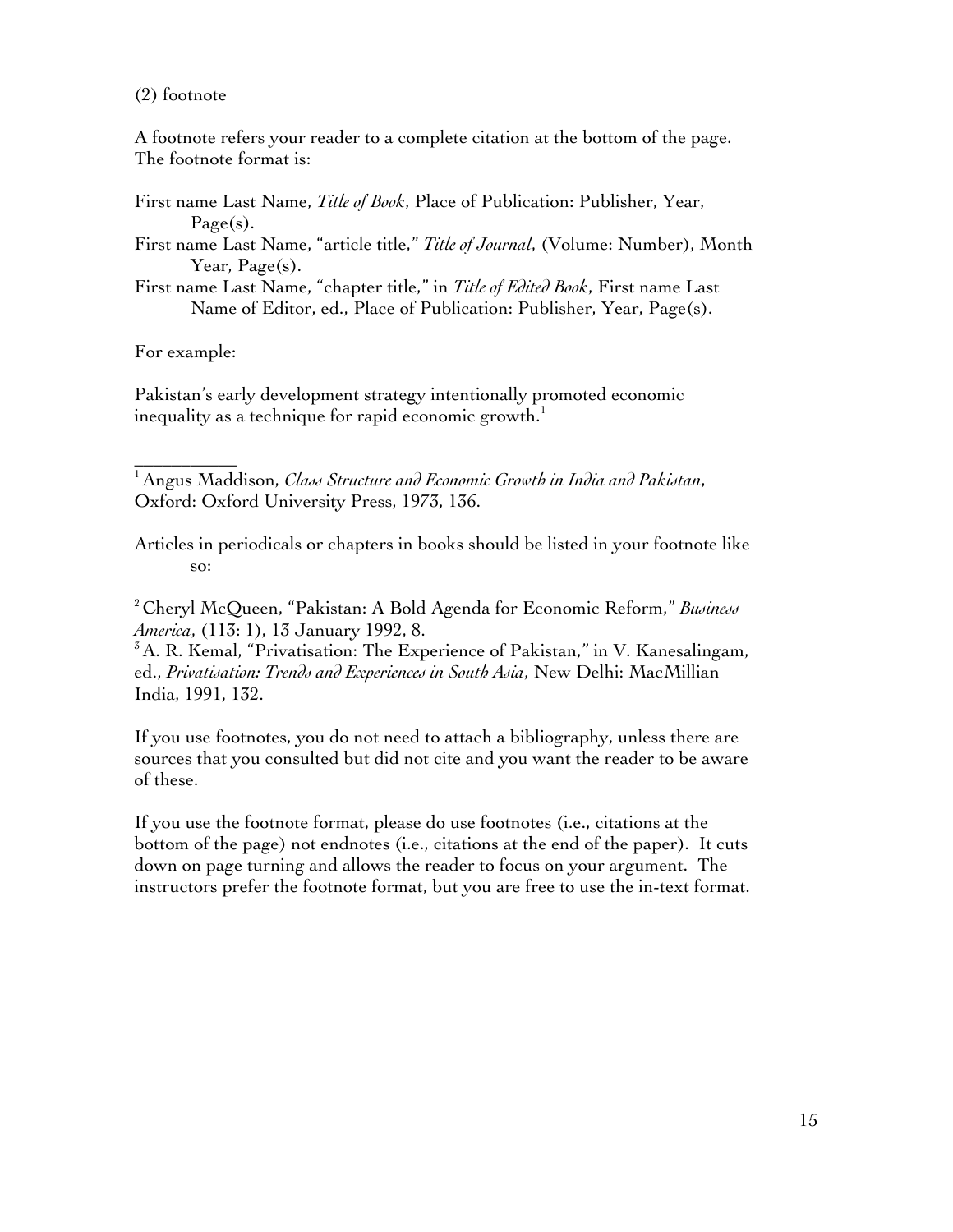(2) footnote

A footnote refers your reader to a complete citation at the bottom of the page. The footnote format is:

First name Last Name, *Title of Book*, Place of Publication: Publisher, Year, Page(s).
First name Last Name, "article title," *Title of Journal*, (Volume: Number), Month Year, Page(s).
First name Last Name, "chapter title," in *Title of Edited Book*, First name Last Name of Editor, ed., Place of Publication: Publisher, Year, Page(s).

For example:

Pakistan's early development strategy intentionally promoted economic inequality as a technique for rapid economic growth.[1]

___________

[1] Angus Maddison, *Class Structure and Economic Growth in India and Pakistan*, Oxford: Oxford University Press, 1973, 136.

Articles in periodicals or chapters in books should be listed in your footnote like so:

[2] Cheryl McQueen, "Pakistan: A Bold Agenda for Economic Reform," *Business America*, (113: 1), 13 January 1992, 8.
[3] A. R. Kemal, "Privatisation: The Experience of Pakistan," in V. Kanesalingam, ed., *Privatisation: Trends and Experiences in South Asia*, New Delhi: MacMillian India, 1991, 132.

If you use footnotes, you do not need to attach a bibliography, unless there are sources that you consulted but did not cite and you want the reader to be aware of these.

If you use the footnote format, please do use footnotes (i.e., citations at the bottom of the page) not endnotes (i.e., citations at the end of the paper). It cuts down on page turning and allows the reader to focus on your argument. The instructors prefer the footnote format, but you are free to use the in-text format.